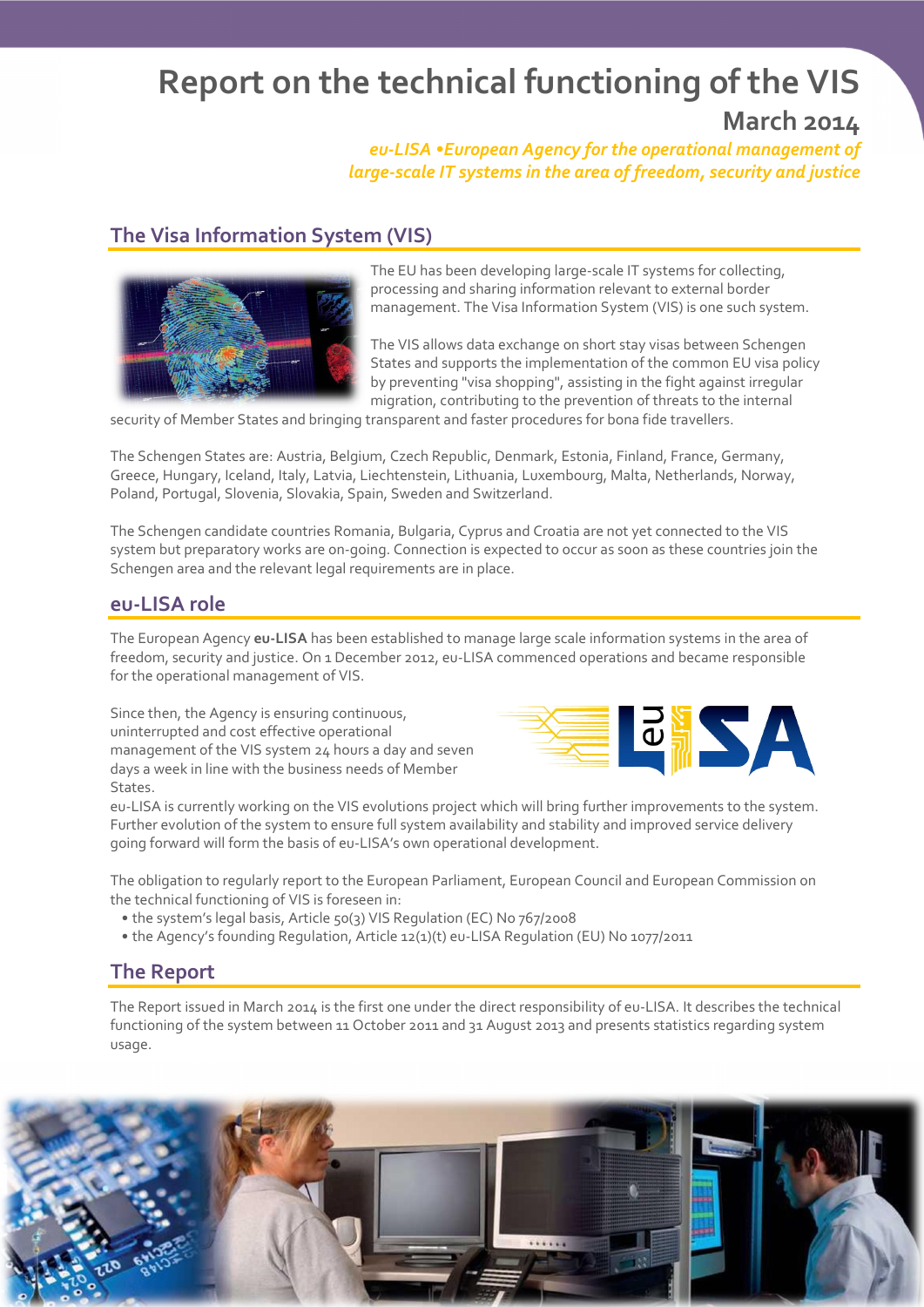# Report on the technical functioning of the VIS

## March 2014

*eu-LISA •European Agency for the operational management of large-scale IT systems in the area of freedom, security and justice*

## The Visa Information System (VIS)

The EU has been developing large-scale IT systems for collecting, processing and sharing information relevant to external border management. The Visa Information System (VIS) is one such system.

The VIS allows data exchange on short stay visas between Schengen States and supports the implementation of the common EU visa policy by preventing "visa shopping", assisting in the fight against irregular migration, contributing to the prevention of threats to the internal security of Member States and bringing transparent and faster procedures for bona fide travellers.

The Schengen States are: Austria, Belgium, Czech Republic, Denmark, Estonia, Finland, France, Germany, Greece, Hungary, Iceland, Italy, Latvia, Liechtenstein, Lithuania, Luxembourg, Malta, Netherlands, Norway, Poland, Portugal, Slovenia, Slovakia, Spain, Sweden and Switzerland.

The Schengen candidate countries Romania, Bulgaria, Cyprus and Croatia are not yet connected to the VIS system but preparatory works are on-going. Connection is expected to occur as soon as these countries join the Schengen area and the relevant legal requirements are in place.

## eu-LISA role

The European Agency **eu-LISA** has been established to manage large scale information systems in the area of freedom, security and justice. On 1 December 2012, eu-LISA commenced operations and became responsible for the operational management of VIS.

Since then, the Agency is ensuring continuous, uninterrupted and cost effective operational management of the VIS system 24 hours a day and seven days a week in line with the business needs of Member States.

eu-LISA is currently working on the VIS evolutions project which will bring further improvements to the system. Further evolution of the system to ensure full system availability and stability and improved service delivery going forward will form the basis of eu-LISA's own operational development.

The obligation to regularly report to the European Parliament, European Council and European Commission on the technical functioning of VIS is foreseen in:

- the system's legal basis, Article 50(3) VIS Regulation (EC) No 767/2008
- the Agency's founding Regulation, Article 12(1)(t) eu-LISA Regulation (EU) No 1077/2011

## The Report

The Report issued in March 2014 is the first one under the direct responsibility of eu-LISA. It describes the technical functioning of the system between 11 October 2011 and 31 August 2013 and presents statistics regarding system usage.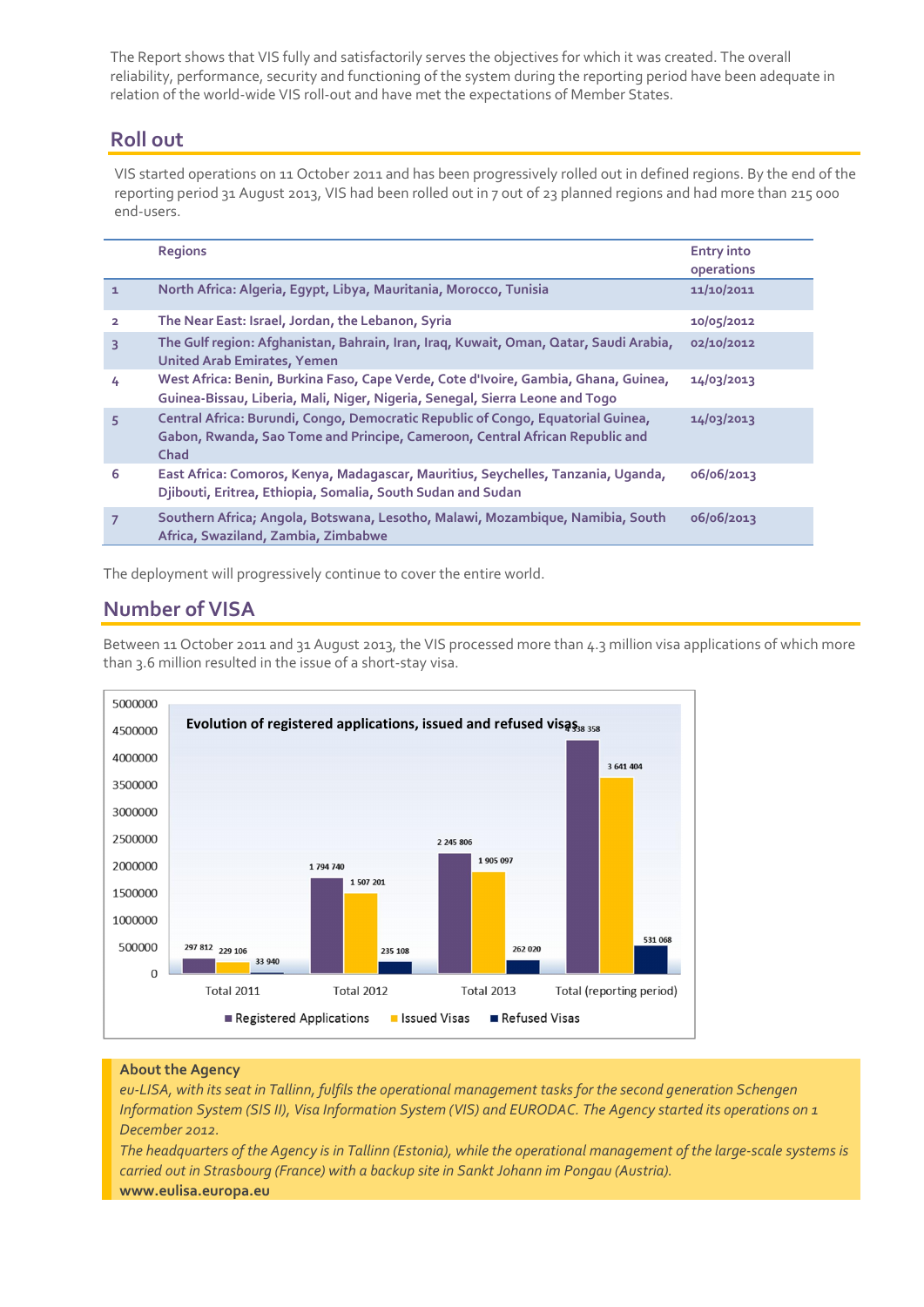The Report shows that VIS fully and satisfactorily serves the objectives for which it was created. The overall reliability, performance, security and functioning of the system during the reporting period have been adequate in relation of the world-wide VIS roll-out and have met the expectations of Member States.

## Roll out

VIS started operations on 11 October 2011 and has been progressively rolled out in defined regions. By the end of the reporting period 31 August 2013, VIS had been rolled out in 7 out of 23 planned regions and had more than 215 000 end-users.

| | Regions | Entry into operations |
|---|---|---|
| 1 | North Africa: Algeria, Egypt, Libya, Mauritania, Morocco, Tunisia | 11/10/2011 |
| 2 | The Near East: Israel, Jordan, the Lebanon, Syria | 10/05/2012 |
| 3 | The Gulf region: Afghanistan, Bahrain, Iran, Iraq, Kuwait, Oman, Qatar, Saudi Arabia, United Arab Emirates, Yemen | 02/10/2012 |
| 4 | West Africa: Benin, Burkina Faso, Cape Verde, Cote d'Ivoire, Gambia, Ghana, Guinea, Guinea-Bissau, Liberia, Mali, Niger, Nigeria, Senegal, Sierra Leone and Togo | 14/03/2013 |
| 5 | Central Africa: Burundi, Congo, Democratic Republic of Congo, Equatorial Guinea, Gabon, Rwanda, Sao Tome and Principe, Cameroon, Central African Republic and Chad | 14/03/2013 |
| 6 | East Africa: Comoros, Kenya, Madagascar, Mauritius, Seychelles, Tanzania, Uganda, Djibouti, Eritrea, Ethiopia, Somalia, South Sudan and Sudan | 06/06/2013 |
| 7 | Southern Africa; Angola, Botswana, Lesotho, Malawi, Mozambique, Namibia, South Africa, Swaziland, Zambia, Zimbabwe | 06/06/2013 |

The deployment will progressively continue to cover the entire world.

## Number of VISA

Between 11 October 2011 and 31 August 2013, the VIS processed more than 4.3 million visa applications of which more than 3.6 million resulted in the issue of a short-stay visa.

Evolution of registered applications, issued and refused visas

Total 2011: 297 812 / 229 106 / 33 940
Total 2012: 1 794 740 / 1 507 201 / 235 108
Total 2013: 2 245 806 / 1 905 097 / 262 020
Total (reporting period): 4 338 358 / 3 641 404 / 531 068

Registered Applications | Issued Visas | Refused Visas

**About the Agency**

*eu-LISA, with its seat in Tallinn, fulfils the operational management tasks for the second generation Schengen Information System (SIS II), Visa Information System (VIS) and EURODAC. The Agency started its operations on 1 December 2012.*

*The headquarters of the Agency is in Tallinn (Estonia), while the operational management of the large-scale systems is carried out in Strasbourg (France) with a backup site in Sankt Johann im Pongau (Austria).*

**www.eulisa.europa.eu**